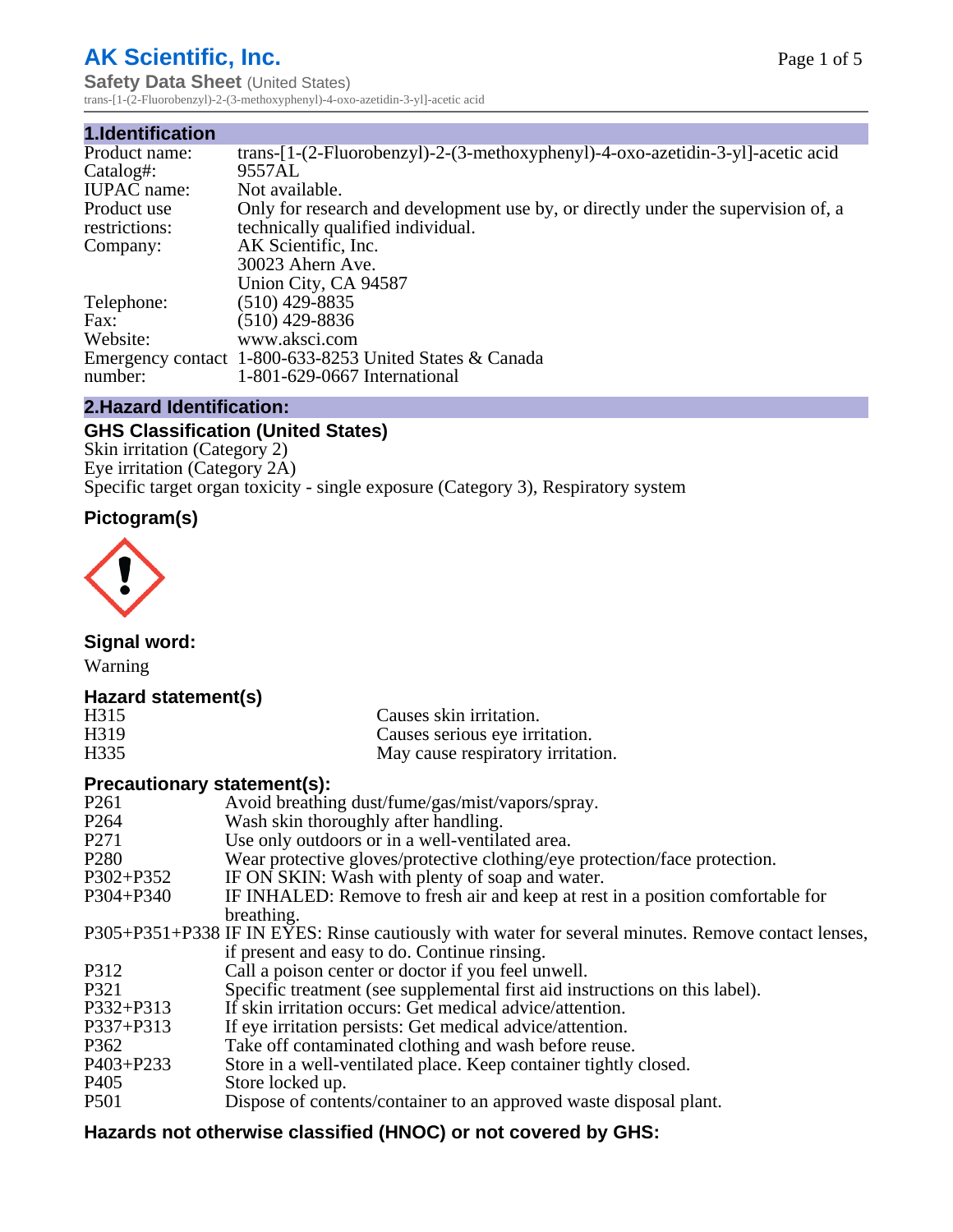# AK Scientific, Inc.

**Safety Data Sheet** (United States)

trans-[1-(2-Fluorobenzyl)-2-(3-methoxyphenyl)-4-oxo-azetidin-3-yl]-acetic acid

## 1.Identification

| | |
|---|---|
| Product name: | trans-[1-(2-Fluorobenzyl)-2-(3-methoxyphenyl)-4-oxo-azetidin-3-yl]-acetic acid |
| Catalog#: | 9557AL |
| IUPAC name: | Not available. |
| Product use restrictions: | Only for research and development use by, or directly under the supervision of, a technically qualified individual. |
| Company: | AK Scientific, Inc.<br>30023 Ahern Ave.<br>Union City, CA 94587 |
| Telephone: | (510) 429-8835 |
| Fax: | (510) 429-8836 |
| Website: | www.aksci.com |
| Emergency contact number: | 1-800-633-8253 United States & Canada<br>1-801-629-0667 International |

## 2.Hazard Identification:

### GHS Classification (United States)

Skin irritation (Category 2)
Eye irritation (Category 2A)
Specific target organ toxicity - single exposure (Category 3), Respiratory system

### Pictogram(s)

### Signal word:

Warning

### Hazard statement(s)

| | |
|---|---|
| H315 | Causes skin irritation. |
| H319 | Causes serious eye irritation. |
| H335 | May cause respiratory irritation. |

### Precautionary statement(s):

| | |
|---|---|
| P261 | Avoid breathing dust/fume/gas/mist/vapors/spray. |
| P264 | Wash skin thoroughly after handling. |
| P271 | Use only outdoors or in a well-ventilated area. |
| P280 | Wear protective gloves/protective clothing/eye protection/face protection. |
| P302+P352 | IF ON SKIN: Wash with plenty of soap and water. |
| P304+P340 | IF INHALED: Remove to fresh air and keep at rest in a position comfortable for breathing. |
| P305+P351+P338 | IF IN EYES: Rinse cautiously with water for several minutes. Remove contact lenses, if present and easy to do. Continue rinsing. |
| P312 | Call a poison center or doctor if you feel unwell. |
| P321 | Specific treatment (see supplemental first aid instructions on this label). |
| P332+P313 | If skin irritation occurs: Get medical advice/attention. |
| P337+P313 | If eye irritation persists: Get medical advice/attention. |
| P362 | Take off contaminated clothing and wash before reuse. |
| P403+P233 | Store in a well-ventilated place. Keep container tightly closed. |
| P405 | Store locked up. |
| P501 | Dispose of contents/container to an approved waste disposal plant. |

### Hazards not otherwise classified (HNOC) or not covered by GHS: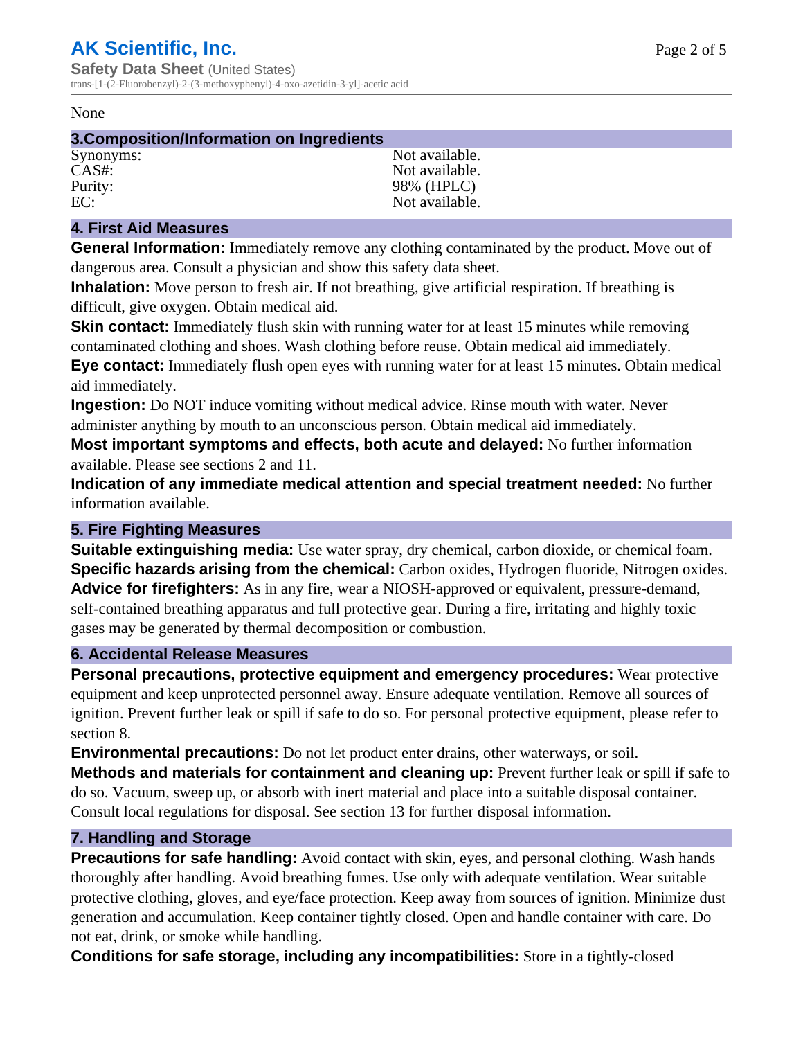None

## 3.Composition/Information on Ingredients

| | |
|---|---|
| Synonyms: | Not available. |
| CAS#: | Not available. |
| Purity: | 98% (HPLC) |
| EC: | Not available. |

## 4. First Aid Measures

**General Information:** Immediately remove any clothing contaminated by the product. Move out of dangerous area. Consult a physician and show this safety data sheet.

**Inhalation:** Move person to fresh air. If not breathing, give artificial respiration. If breathing is difficult, give oxygen. Obtain medical aid.

**Skin contact:** Immediately flush skin with running water for at least 15 minutes while removing contaminated clothing and shoes. Wash clothing before reuse. Obtain medical aid immediately.

**Eye contact:** Immediately flush open eyes with running water for at least 15 minutes. Obtain medical aid immediately.

**Ingestion:** Do NOT induce vomiting without medical advice. Rinse mouth with water. Never administer anything by mouth to an unconscious person. Obtain medical aid immediately.

**Most important symptoms and effects, both acute and delayed:** No further information available. Please see sections 2 and 11.

**Indication of any immediate medical attention and special treatment needed:** No further information available.

## 5. Fire Fighting Measures

**Suitable extinguishing media:** Use water spray, dry chemical, carbon dioxide, or chemical foam.

**Specific hazards arising from the chemical:** Carbon oxides, Hydrogen fluoride, Nitrogen oxides.

**Advice for firefighters:** As in any fire, wear a NIOSH-approved or equivalent, pressure-demand, self-contained breathing apparatus and full protective gear. During a fire, irritating and highly toxic gases may be generated by thermal decomposition or combustion.

## 6. Accidental Release Measures

**Personal precautions, protective equipment and emergency procedures:** Wear protective equipment and keep unprotected personnel away. Ensure adequate ventilation. Remove all sources of ignition. Prevent further leak or spill if safe to do so. For personal protective equipment, please refer to section 8.

**Environmental precautions:** Do not let product enter drains, other waterways, or soil.

**Methods and materials for containment and cleaning up:** Prevent further leak or spill if safe to do so. Vacuum, sweep up, or absorb with inert material and place into a suitable disposal container. Consult local regulations for disposal. See section 13 for further disposal information.

## 7. Handling and Storage

**Precautions for safe handling:** Avoid contact with skin, eyes, and personal clothing. Wash hands thoroughly after handling. Avoid breathing fumes. Use only with adequate ventilation. Wear suitable protective clothing, gloves, and eye/face protection. Keep away from sources of ignition. Minimize dust generation and accumulation. Keep container tightly closed. Open and handle container with care. Do not eat, drink, or smoke while handling.

**Conditions for safe storage, including any incompatibilities:** Store in a tightly-closed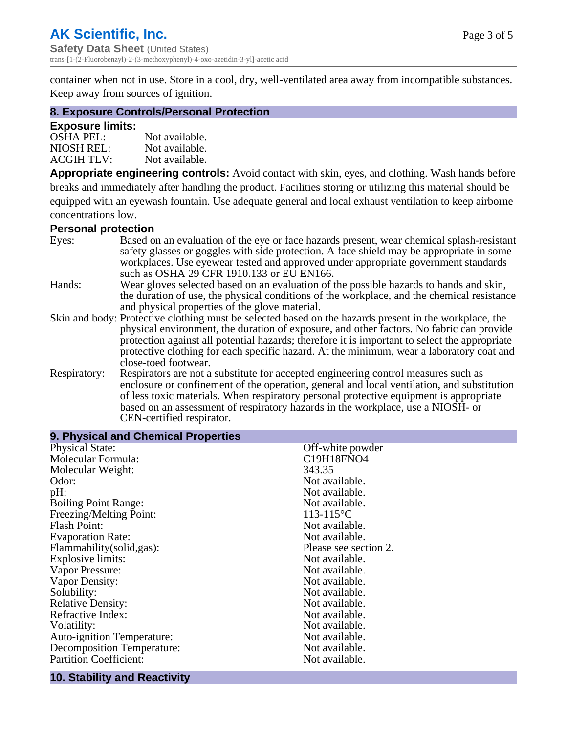container when not in use. Store in a cool, dry, well-ventilated area away from incompatible substances. Keep away from sources of ignition.

## 8. Exposure Controls/Personal Protection

### Exposure limits:

| | |
|---|---|
| OSHA PEL: | Not available. |
| NIOSH REL: | Not available. |
| ACGIH TLV: | Not available. |

**Appropriate engineering controls:** Avoid contact with skin, eyes, and clothing. Wash hands before breaks and immediately after handling the product. Facilities storing or utilizing this material should be equipped with an eyewash fountain. Use adequate general and local exhaust ventilation to keep airborne concentrations low.

### Personal protection

| | |
|---|---|
| Eyes: | Based on an evaluation of the eye or face hazards present, wear chemical splash-resistant safety glasses or goggles with side protection. A face shield may be appropriate in some workplaces. Use eyewear tested and approved under appropriate government standards such as OSHA 29 CFR 1910.133 or EU EN166. |
| Hands: | Wear gloves selected based on an evaluation of the possible hazards to hands and skin, the duration of use, the physical conditions of the workplace, and the chemical resistance and physical properties of the glove material. |
| Skin and body: | Protective clothing must be selected based on the hazards present in the workplace, the physical environment, the duration of exposure, and other factors. No fabric can provide protection against all potential hazards; therefore it is important to select the appropriate protective clothing for each specific hazard. At the minimum, wear a laboratory coat and close-toed footwear. |
| Respiratory: | Respirators are not a substitute for accepted engineering control measures such as enclosure or confinement of the operation, general and local ventilation, and substitution of less toxic materials. When respiratory personal protective equipment is appropriate based on an assessment of respiratory hazards in the workplace, use a NIOSH- or CEN-certified respirator. |

## 9. Physical and Chemical Properties

| | |
|---|---|
| Physical State: | Off-white powder |
| Molecular Formula: | C19H18FNO4 |
| Molecular Weight: | 343.35 |
| Odor: | Not available. |
| pH: | Not available. |
| Boiling Point Range: | Not available. |
| Freezing/Melting Point: | 113-115°C |
| Flash Point: | Not available. |
| Evaporation Rate: | Not available. |
| Flammability(solid,gas): | Please see section 2. |
| Explosive limits: | Not available. |
| Vapor Pressure: | Not available. |
| Vapor Density: | Not available. |
| Solubility: | Not available. |
| Relative Density: | Not available. |
| Refractive Index: | Not available. |
| Volatility: | Not available. |
| Auto-ignition Temperature: | Not available. |
| Decomposition Temperature: | Not available. |
| Partition Coefficient: | Not available. |

## 10. Stability and Reactivity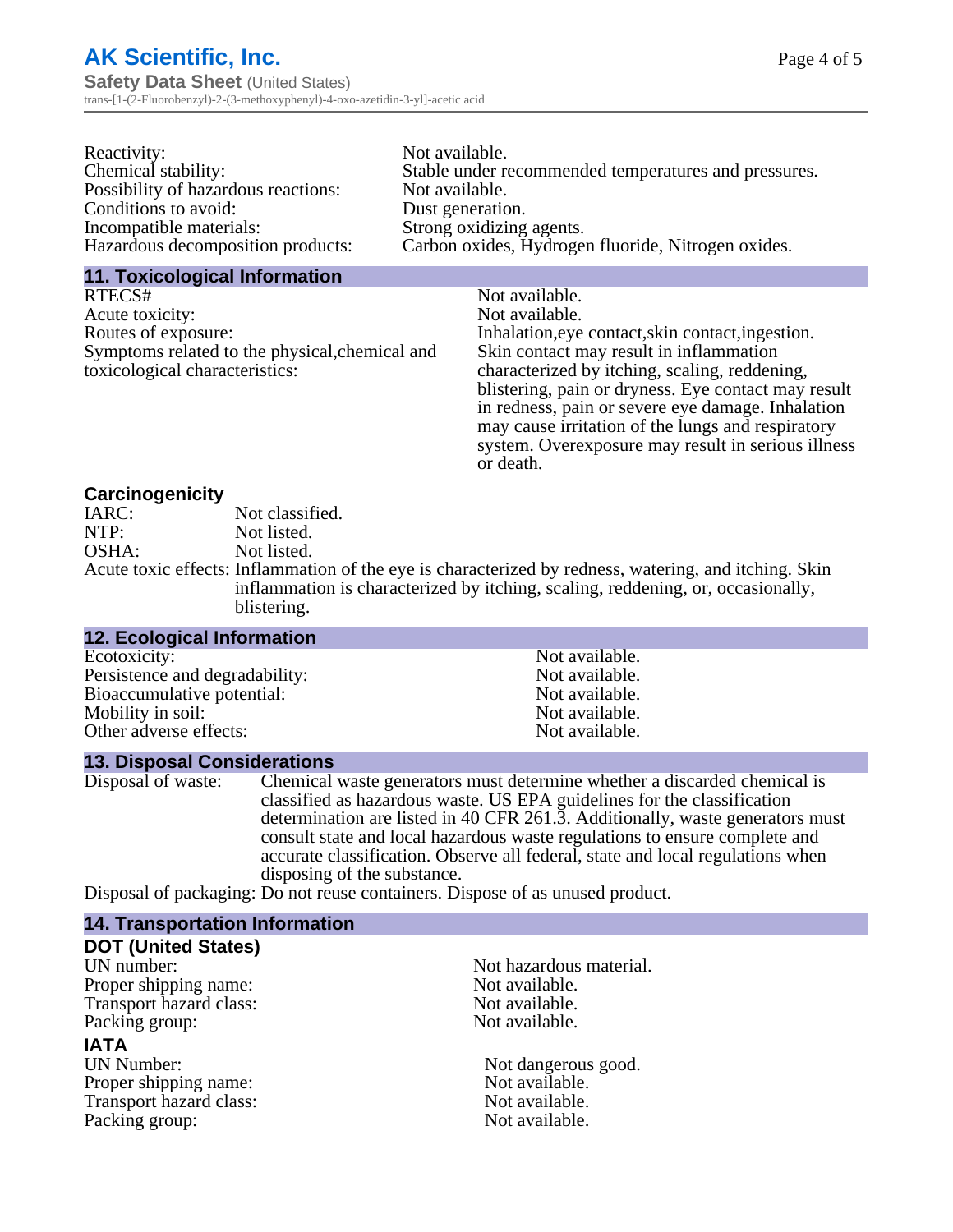| | |
|---|---|
| Reactivity: | Not available. |
| Chemical stability: | Stable under recommended temperatures and pressures. |
| Possibility of hazardous reactions: | Not available. |
| Conditions to avoid: | Dust generation. |
| Incompatible materials: | Strong oxidizing agents. |
| Hazardous decomposition products: | Carbon oxides, Hydrogen fluoride, Nitrogen oxides. |

## 11. Toxicological Information

| | |
|---|---|
| RTECS# | Not available. |
| Acute toxicity: | Not available. |
| Routes of exposure: | Inhalation,eye contact,skin contact,ingestion. |
| Symptoms related to the physical,chemical and toxicological characteristics: | Skin contact may result in inflammation characterized by itching, scaling, reddening, blistering, pain or dryness. Eye contact may result in redness, pain or severe eye damage. Inhalation may cause irritation of the lungs and respiratory system. Overexposure may result in serious illness or death. |

### Carcinogenicity

| | |
|---|---|
| IARC: | Not classified. |
| NTP: | Not listed. |
| OSHA: | Not listed. |
| Acute toxic effects: | Inflammation of the eye is characterized by redness, watering, and itching. Skin inflammation is characterized by itching, scaling, reddening, or, occasionally, blistering. |

## 12. Ecological Information

| | |
|---|---|
| Ecotoxicity: | Not available. |
| Persistence and degradability: | Not available. |
| Bioaccumulative potential: | Not available. |
| Mobility in soil: | Not available. |
| Other adverse effects: | Not available. |

## 13. Disposal Considerations

| | |
|---|---|
| Disposal of waste: | Chemical waste generators must determine whether a discarded chemical is classified as hazardous waste. US EPA guidelines for the classification determination are listed in 40 CFR 261.3. Additionally, waste generators must consult state and local hazardous waste regulations to ensure complete and accurate classification. Observe all federal, state and local regulations when disposing of the substance. |
| Disposal of packaging: | Do not reuse containers. Dispose of as unused product. |

## 14. Transportation Information

### DOT (United States)

| | |
|---|---|
| UN number: | Not hazardous material. |
| Proper shipping name: | Not available. |
| Transport hazard class: | Not available. |
| Packing group: | Not available. |

### IATA

| | |
|---|---|
| UN Number: | Not dangerous good. |
| Proper shipping name: | Not available. |
| Transport hazard class: | Not available. |
| Packing group: | Not available. |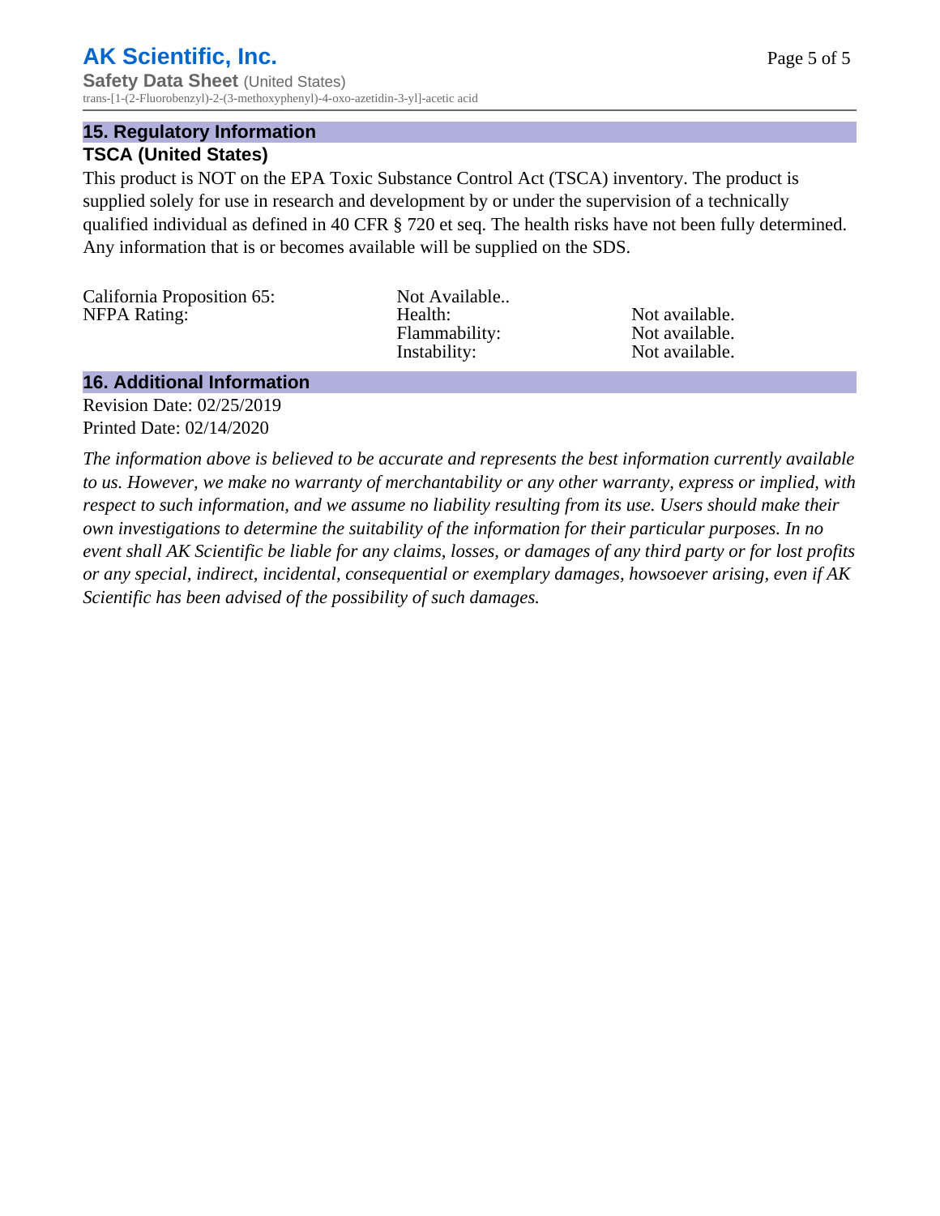## 15. Regulatory Information

### TSCA (United States)

This product is NOT on the EPA Toxic Substance Control Act (TSCA) inventory. The product is supplied solely for use in research and development by or under the supervision of a technically qualified individual as defined in 40 CFR § 720 et seq. The health risks have not been fully determined. Any information that is or becomes available will be supplied on the SDS.

| | | |
|---|---|---|
| California Proposition 65: | Not Available.. | |
| NFPA Rating: | Health: | Not available. |
| | Flammability: | Not available. |
| | Instability: | Not available. |

## 16. Additional Information

Revision Date: 02/25/2019
Printed Date: 02/14/2020

*The information above is believed to be accurate and represents the best information currently available to us. However, we make no warranty of merchantability or any other warranty, express or implied, with respect to such information, and we assume no liability resulting from its use. Users should make their own investigations to determine the suitability of the information for their particular purposes. In no event shall AK Scientific be liable for any claims, losses, or damages of any third party or for lost profits or any special, indirect, incidental, consequential or exemplary damages, howsoever arising, even if AK Scientific has been advised of the possibility of such damages.*